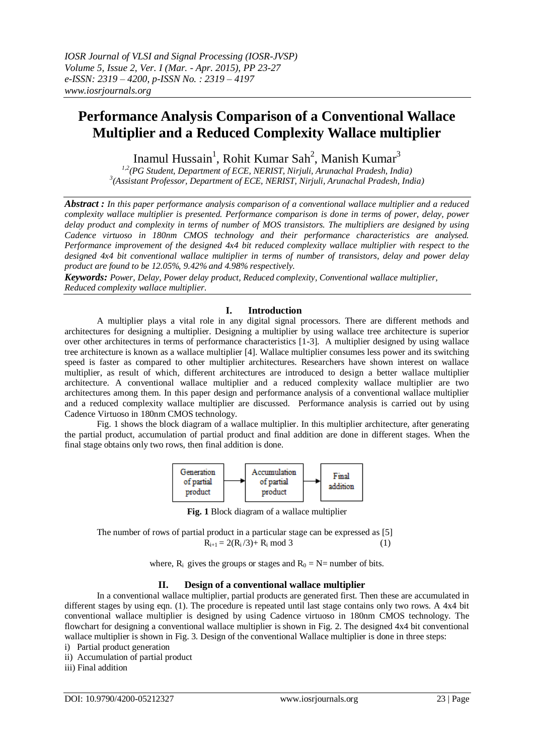# Performance Analysis Comparison of a Conventional Wallace Multiplier and a Reduced Complexity Wallace multiplier

Inamul Hussain[1], Rohit Kumar Sah[2], Manish Kumar[3]

[1,2](PG Student, Department of ECE, NERIST, Nirjuli, Arunachal Pradesh, India)
[3](Assistant Professor, Department of ECE, NERIST, Nirjuli, Arunachal Pradesh, India)

***Abstract :*** *In this paper performance analysis comparison of a conventional wallace multiplier and a reduced complexity wallace multiplier is presented. Performance comparison is done in terms of power, delay, power delay product and complexity in terms of number of MOS transistors. The multipliers are designed by using Cadence virtuoso in 180nm CMOS technology and their performance characteristics are analysed. Performance improvement of the designed 4x4 bit reduced complexity wallace multiplier with respect to the designed 4x4 bit conventional wallace multiplier in terms of number of transistors, delay and power delay product are found to be 12.05%, 9.42% and 4.98% respectively.*

***Keywords:*** *Power, Delay, Power delay product, Reduced complexity, Conventional wallace multiplier, Reduced complexity wallace multiplier.*

## I. Introduction

A multiplier plays a vital role in any digital signal processors. There are different methods and architectures for designing a multiplier. Designing a multiplier by using wallace tree architecture is superior over other architectures in terms of performance characteristics [1-3]. A multiplier designed by using wallace tree architecture is known as a wallace multiplier [4]. Wallace multiplier consumes less power and its switching speed is faster as compared to other multiplier architectures. Researchers have shown interest on wallace multiplier, as result of which, different architectures are introduced to design a better wallace multiplier architecture. A conventional wallace multiplier and a reduced complexity wallace multiplier are two architectures among them. In this paper design and performance analysis of a conventional wallace multiplier and a reduced complexity wallace multiplier are discussed. Performance analysis is carried out by using Cadence Virtuoso in 180nm CMOS technology.

Fig. 1 shows the block diagram of a wallace multiplier. In this multiplier architecture, after generating the partial product, accumulation of partial product and final addition are done in different stages. When the final stage obtains only two rows, then final addition is done.

Generation of partial product → Accumulation of partial product → Final addition

**Fig. 1** Block diagram of a wallace multiplier

The number of rows of partial product in a particular stage can be expressed as [5]

$$R_{i+1} = 2(R_i/3) + R_i \bmod 3 \qquad (1)$$

where, $R_i$ gives the groups or stages and $R_0 = N$= number of bits.

## II. Design of a conventional wallace multiplier

In a conventional wallace multiplier, partial products are generated first. Then these are accumulated in different stages by using eqn. (1). The procedure is repeated until last stage contains only two rows. A 4x4 bit conventional wallace multiplier is designed by using Cadence virtuoso in 180nm CMOS technology. The flowchart for designing a conventional wallace multiplier is shown in Fig. 2. The designed 4x4 bit conventional wallace multiplier is shown in Fig. 3. Design of the conventional Wallace multiplier is done in three steps:

i) Partial product generation
ii) Accumulation of partial product
iii) Final addition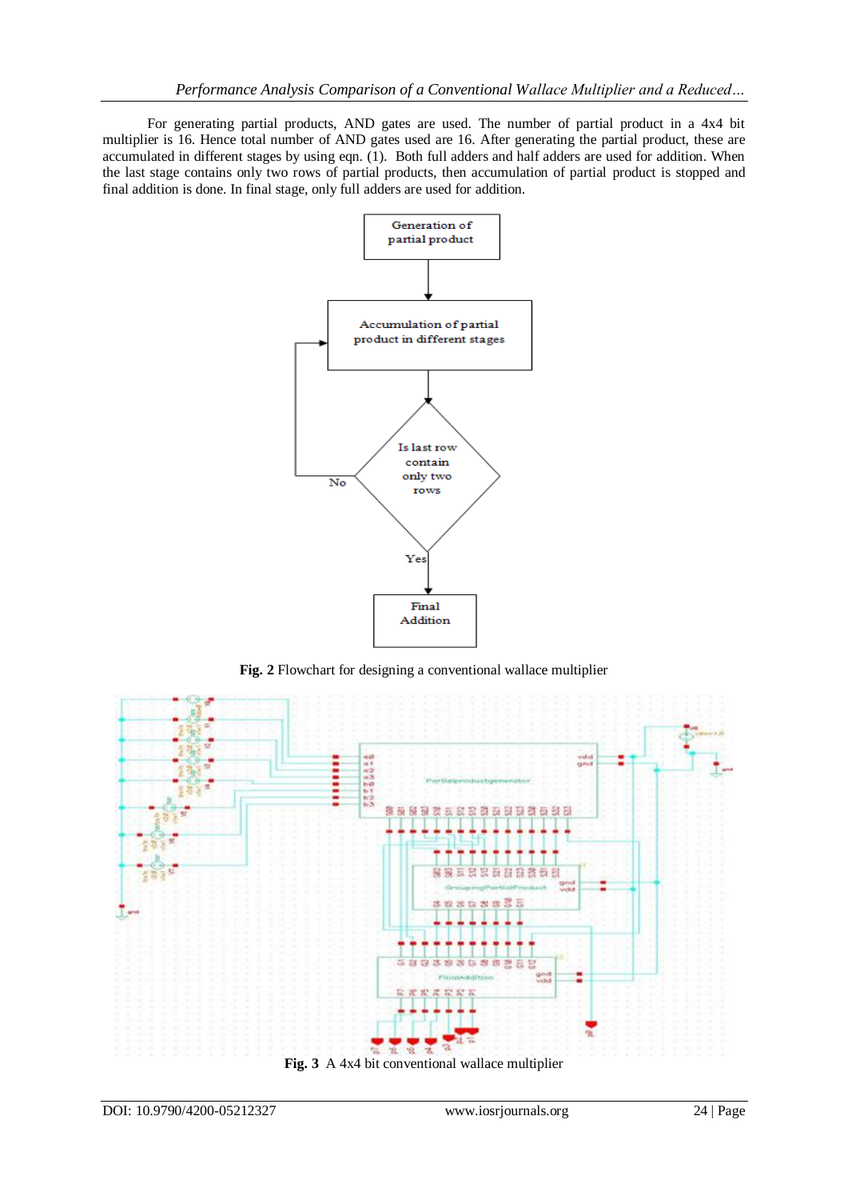For generating partial products, AND gates are used. The number of partial product in a 4x4 bit multiplier is 16. Hence total number of AND gates used are 16. After generating the partial product, these are accumulated in different stages by using eqn. (1). Both full adders and half adders are used for addition. When the last stage contains only two rows of partial products, then accumulation of partial product is stopped and final addition is done. In final stage, only full adders are used for addition.

**Fig. 2** Flowchart for designing a conventional wallace multiplier

**Fig. 3** A 4x4 bit conventional wallace multiplier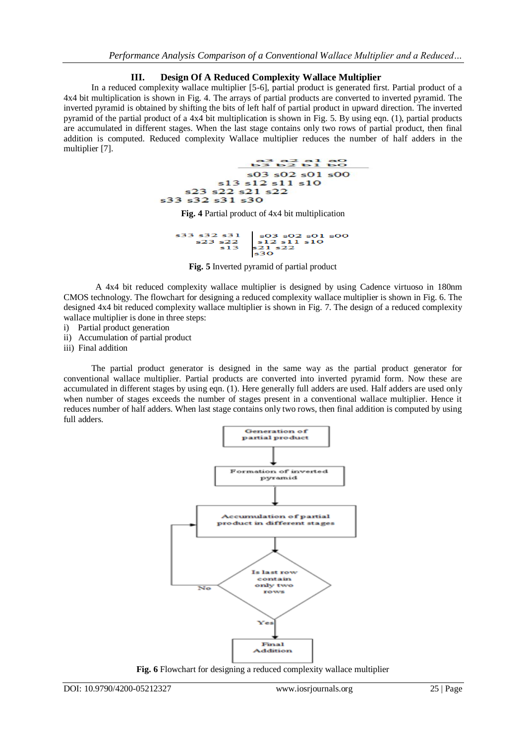## III. Design Of A Reduced Complexity Wallace Multiplier

In a reduced complexity wallace multiplier [5-6], partial product is generated first. Partial product of a 4x4 bit multiplication is shown in Fig. 4. The arrays of partial products are converted to inverted pyramid. The inverted pyramid is obtained by shifting the bits of left half of partial product in upward direction. The inverted pyramid of the partial product of a 4x4 bit multiplication is shown in Fig. 5. By using eqn. (1), partial products are accumulated in different stages. When the last stage contains only two rows of partial product, then final addition is computed. Reduced complexity Wallace multiplier reduces the number of half adders in the multiplier [7].

```
                  a3  a2  a1  a0
                  b3  b2  b1  b0
                 ----------------
                 s03 s02 s01 s00
             s13 s12 s11 s10
         s23 s22 s21 s22
     s33 s32 s31 s30
```

**Fig. 4** Partial product of 4x4 bit multiplication

```
s33 s32 s31 | s03 s02 s01 s00
    s23 s22 | s12 s11 s10
        s13 | s21 s22
            | s30
```

**Fig. 5** Inverted pyramid of partial product

A 4x4 bit reduced complexity wallace multiplier is designed by using Cadence virtuoso in 180nm CMOS technology. The flowchart for designing a reduced complexity wallace multiplier is shown in Fig. 6. The designed 4x4 bit reduced complexity wallace multiplier is shown in Fig. 7. The design of a reduced complexity wallace multiplier is done in three steps:

i) Partial product generation
ii) Accumulation of partial product
iii) Final addition

The partial product generator is designed in the same way as the partial product generator for conventional wallace multiplier. Partial products are converted into inverted pyramid form. Now these are accumulated in different stages by using eqn. (1). Here generally full adders are used. Half adders are used only when number of stages exceeds the number of stages present in a conventional wallace multiplier. Hence it reduces number of half adders. When last stage contains only two rows, then final addition is computed by using full adders.

Generation of partial product → Formation of inverted pyramid → Accumulation of partial product in different stages → Is last row contain only two rows? (No: back to Accumulation of partial product in different stages; Yes: Final Addition)

**Fig. 6** Flowchart for designing a reduced complexity wallace multiplier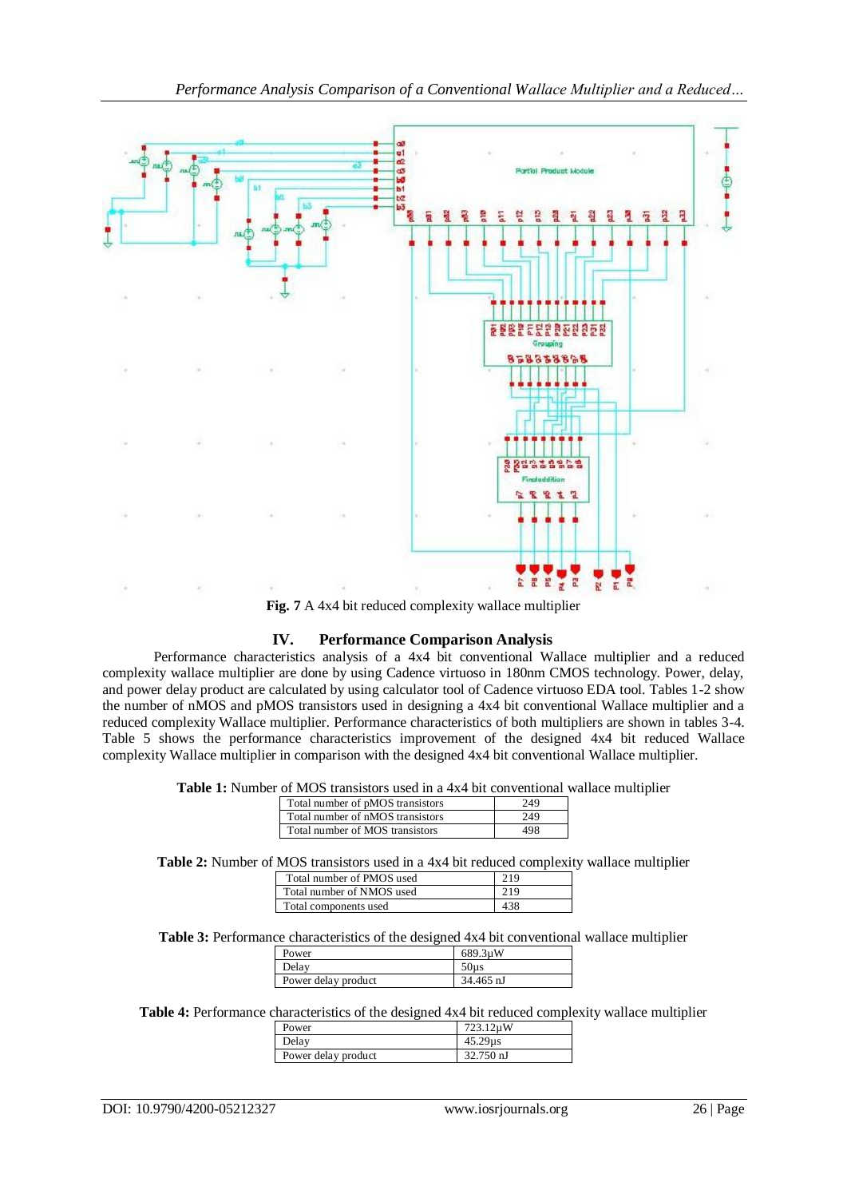**Fig. 7** A 4x4 bit reduced complexity wallace multiplier

## IV. Performance Comparison Analysis

Performance characteristics analysis of a 4x4 bit conventional Wallace multiplier and a reduced complexity wallace multiplier are done by using Cadence virtuoso in 180nm CMOS technology. Power, delay, and power delay product are calculated by using calculator tool of Cadence virtuoso EDA tool. Tables 1-2 show the number of nMOS and pMOS transistors used in designing a 4x4 bit conventional Wallace multiplier and a reduced complexity Wallace multiplier. Performance characteristics of both multipliers are shown in tables 3-4. Table 5 shows the performance characteristics improvement of the designed 4x4 bit reduced Wallace complexity Wallace multiplier in comparison with the designed 4x4 bit conventional Wallace multiplier.

**Table 1:** Number of MOS transistors used in a 4x4 bit conventional wallace multiplier

| | |
|---|---|
| Total number of pMOS transistors | 249 |
| Total number of nMOS transistors | 249 |
| Total number of MOS transistors | 498 |

**Table 2:** Number of MOS transistors used in a 4x4 bit reduced complexity wallace multiplier

| | |
|---|---|
| Total number of PMOS used | 219 |
| Total number of NMOS used | 219 |
| Total components used | 438 |

**Table 3:** Performance characteristics of the designed 4x4 bit conventional wallace multiplier

| | |
|---|---|
| Power | 689.3µW |
| Delay | 50µs |
| Power delay product | 34.465 nJ |

**Table 4:** Performance characteristics of the designed 4x4 bit reduced complexity wallace multiplier

| | |
|---|---|
| Power | 723.12µW |
| Delay | 45.29µs |
| Power delay product | 32.750 nJ |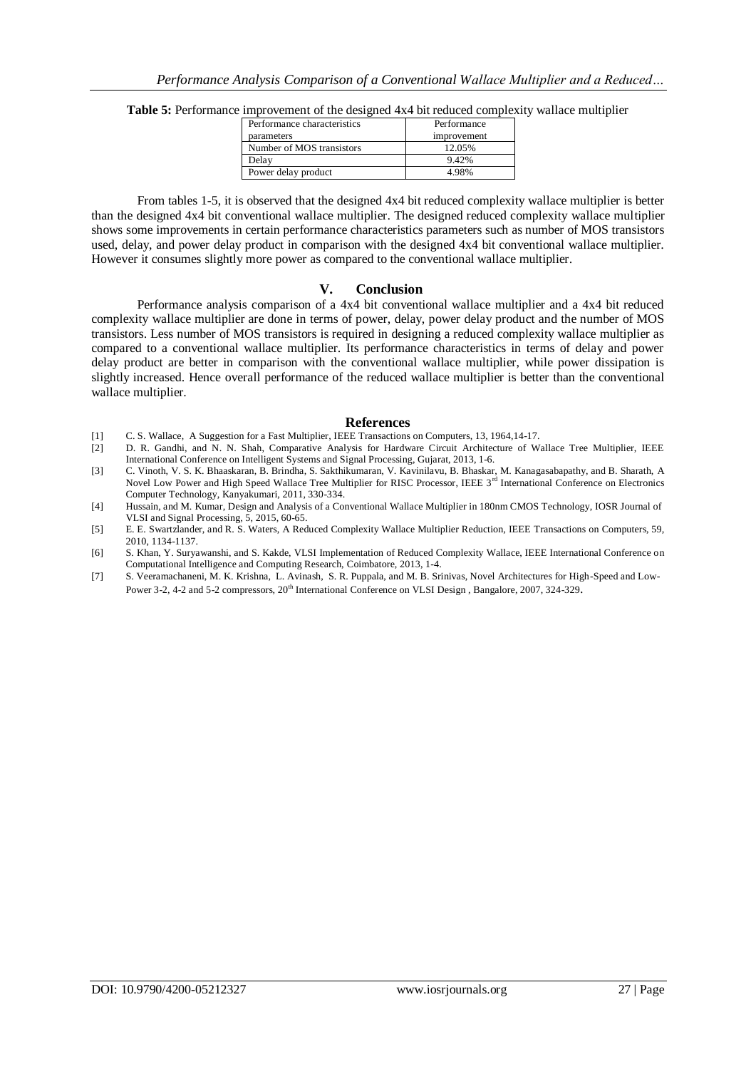**Table 5:** Performance improvement of the designed 4x4 bit reduced complexity wallace multiplier

| Performance characteristics parameters | Performance improvement |
|---|---|
| Number of MOS transistors | 12.05% |
| Delay | 9.42% |
| Power delay product | 4.98% |

From tables 1-5, it is observed that the designed 4x4 bit reduced complexity wallace multiplier is better than the designed 4x4 bit conventional wallace multiplier. The designed reduced complexity wallace multiplier shows some improvements in certain performance characteristics parameters such as number of MOS transistors used, delay, and power delay product in comparison with the designed 4x4 bit conventional wallace multiplier. However it consumes slightly more power as compared to the conventional wallace multiplier.

## V. Conclusion

Performance analysis comparison of a 4x4 bit conventional wallace multiplier and a 4x4 bit reduced complexity wallace multiplier are done in terms of power, delay, power delay product and the number of MOS transistors. Less number of MOS transistors is required in designing a reduced complexity wallace multiplier as compared to a conventional wallace multiplier. Its performance characteristics in terms of delay and power delay product are better in comparison with the conventional wallace multiplier, while power dissipation is slightly increased. Hence overall performance of the reduced wallace multiplier is better than the conventional wallace multiplier.

## References

[1] C. S. Wallace, A Suggestion for a Fast Multiplier, IEEE Transactions on Computers, 13, 1964,14-17.

[2] D. R. Gandhi, and N. N. Shah, Comparative Analysis for Hardware Circuit Architecture of Wallace Tree Multiplier, IEEE International Conference on Intelligent Systems and Signal Processing, Gujarat, 2013, 1-6.

[3] C. Vinoth, V. S. K. Bhaaskaran, B. Brindha, S. Sakthikumaran, V. Kavinilavu, B. Bhaskar, M. Kanagasabapathy, and B. Sharath, A Novel Low Power and High Speed Wallace Tree Multiplier for RISC Processor, IEEE 3rd International Conference on Electronics Computer Technology, Kanyakumari, 2011, 330-334.

[4] Hussain, and M. Kumar, Design and Analysis of a Conventional Wallace Multiplier in 180nm CMOS Technology, IOSR Journal of VLSI and Signal Processing, 5, 2015, 60-65.

[5] E. E. Swartzlander, and R. S. Waters, A Reduced Complexity Wallace Multiplier Reduction, IEEE Transactions on Computers, 59, 2010, 1134-1137.

[6] S. Khan, Y. Suryawanshi, and S. Kakde, VLSI Implementation of Reduced Complexity Wallace, IEEE International Conference on Computational Intelligence and Computing Research, Coimbatore, 2013, 1-4.

[7] S. Veeramachaneni, M. K. Krishna, L. Avinash, S. R. Puppala, and M. B. Srinivas, Novel Architectures for High-Speed and Low-Power 3-2, 4-2 and 5-2 compressors, 20th International Conference on VLSI Design , Bangalore, 2007, 324-329.